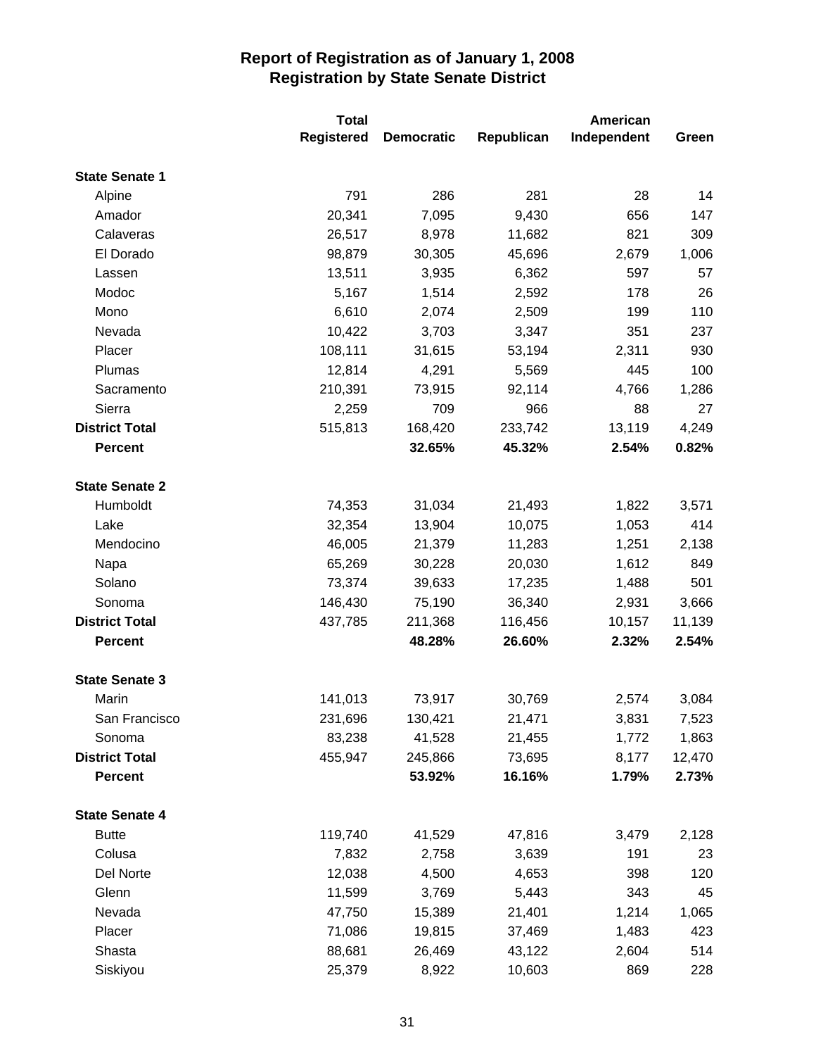# Report of Registration as of January 1, 2008
## Registration by State Senate District

| | Total Registered | Democratic | Republican | American Independent | Green |
|---|---|---|---|---|---|
| **State Senate 1** | | | | | |
| Alpine | 791 | 286 | 281 | 28 | 14 |
| Amador | 20,341 | 7,095 | 9,430 | 656 | 147 |
| Calaveras | 26,517 | 8,978 | 11,682 | 821 | 309 |
| El Dorado | 98,879 | 30,305 | 45,696 | 2,679 | 1,006 |
| Lassen | 13,511 | 3,935 | 6,362 | 597 | 57 |
| Modoc | 5,167 | 1,514 | 2,592 | 178 | 26 |
| Mono | 6,610 | 2,074 | 2,509 | 199 | 110 |
| Nevada | 10,422 | 3,703 | 3,347 | 351 | 237 |
| Placer | 108,111 | 31,615 | 53,194 | 2,311 | 930 |
| Plumas | 12,814 | 4,291 | 5,569 | 445 | 100 |
| Sacramento | 210,391 | 73,915 | 92,114 | 4,766 | 1,286 |
| Sierra | 2,259 | 709 | 966 | 88 | 27 |
| **District Total** | 515,813 | 168,420 | 233,742 | 13,119 | 4,249 |
| **Percent** | | **32.65%** | **45.32%** | **2.54%** | **0.82%** |
| **State Senate 2** | | | | | |
| Humboldt | 74,353 | 31,034 | 21,493 | 1,822 | 3,571 |
| Lake | 32,354 | 13,904 | 10,075 | 1,053 | 414 |
| Mendocino | 46,005 | 21,379 | 11,283 | 1,251 | 2,138 |
| Napa | 65,269 | 30,228 | 20,030 | 1,612 | 849 |
| Solano | 73,374 | 39,633 | 17,235 | 1,488 | 501 |
| Sonoma | 146,430 | 75,190 | 36,340 | 2,931 | 3,666 |
| **District Total** | 437,785 | 211,368 | 116,456 | 10,157 | 11,139 |
| **Percent** | | **48.28%** | **26.60%** | **2.32%** | **2.54%** |
| **State Senate 3** | | | | | |
| Marin | 141,013 | 73,917 | 30,769 | 2,574 | 3,084 |
| San Francisco | 231,696 | 130,421 | 21,471 | 3,831 | 7,523 |
| Sonoma | 83,238 | 41,528 | 21,455 | 1,772 | 1,863 |
| **District Total** | 455,947 | 245,866 | 73,695 | 8,177 | 12,470 |
| **Percent** | | **53.92%** | **16.16%** | **1.79%** | **2.73%** |
| **State Senate 4** | | | | | |
| Butte | 119,740 | 41,529 | 47,816 | 3,479 | 2,128 |
| Colusa | 7,832 | 2,758 | 3,639 | 191 | 23 |
| Del Norte | 12,038 | 4,500 | 4,653 | 398 | 120 |
| Glenn | 11,599 | 3,769 | 5,443 | 343 | 45 |
| Nevada | 47,750 | 15,389 | 21,401 | 1,214 | 1,065 |
| Placer | 71,086 | 19,815 | 37,469 | 1,483 | 423 |
| Shasta | 88,681 | 26,469 | 43,122 | 2,604 | 514 |
| Siskiyou | 25,379 | 8,922 | 10,603 | 869 | 228 |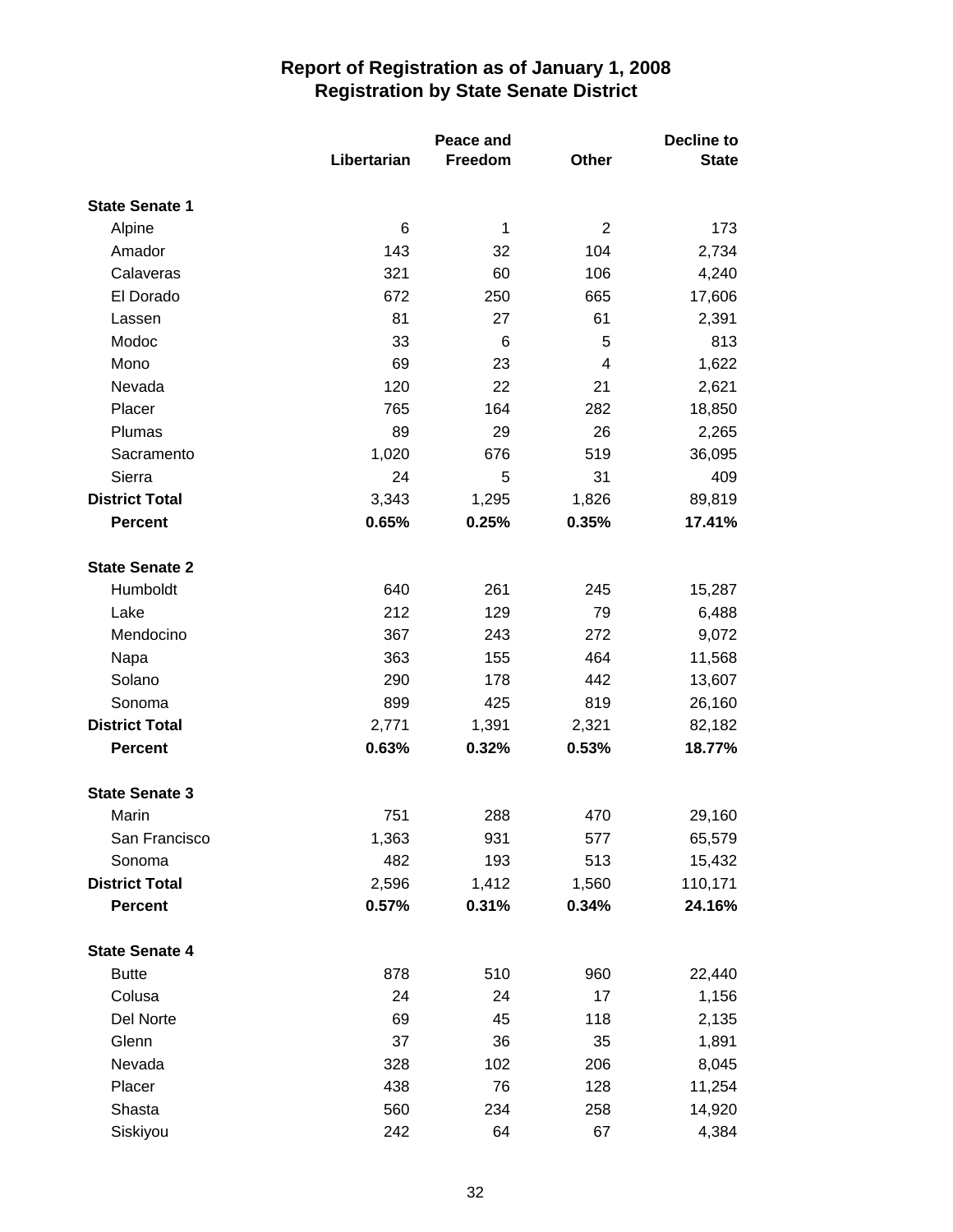# Report of Registration as of January 1, 2008
## Registration by State Senate District

| | Libertarian | Peace and Freedom | Other | Decline to State |
|---|---|---|---|---|
| **State Senate 1** | | | | |
| Alpine | 6 | 1 | 2 | 173 |
| Amador | 143 | 32 | 104 | 2,734 |
| Calaveras | 321 | 60 | 106 | 4,240 |
| El Dorado | 672 | 250 | 665 | 17,606 |
| Lassen | 81 | 27 | 61 | 2,391 |
| Modoc | 33 | 6 | 5 | 813 |
| Mono | 69 | 23 | 4 | 1,622 |
| Nevada | 120 | 22 | 21 | 2,621 |
| Placer | 765 | 164 | 282 | 18,850 |
| Plumas | 89 | 29 | 26 | 2,265 |
| Sacramento | 1,020 | 676 | 519 | 36,095 |
| Sierra | 24 | 5 | 31 | 409 |
| **District Total** | 3,343 | 1,295 | 1,826 | 89,819 |
| **Percent** | **0.65%** | **0.25%** | **0.35%** | **17.41%** |
| **State Senate 2** | | | | |
| Humboldt | 640 | 261 | 245 | 15,287 |
| Lake | 212 | 129 | 79 | 6,488 |
| Mendocino | 367 | 243 | 272 | 9,072 |
| Napa | 363 | 155 | 464 | 11,568 |
| Solano | 290 | 178 | 442 | 13,607 |
| Sonoma | 899 | 425 | 819 | 26,160 |
| **District Total** | 2,771 | 1,391 | 2,321 | 82,182 |
| **Percent** | **0.63%** | **0.32%** | **0.53%** | **18.77%** |
| **State Senate 3** | | | | |
| Marin | 751 | 288 | 470 | 29,160 |
| San Francisco | 1,363 | 931 | 577 | 65,579 |
| Sonoma | 482 | 193 | 513 | 15,432 |
| **District Total** | 2,596 | 1,412 | 1,560 | 110,171 |
| **Percent** | **0.57%** | **0.31%** | **0.34%** | **24.16%** |
| **State Senate 4** | | | | |
| Butte | 878 | 510 | 960 | 22,440 |
| Colusa | 24 | 24 | 17 | 1,156 |
| Del Norte | 69 | 45 | 118 | 2,135 |
| Glenn | 37 | 36 | 35 | 1,891 |
| Nevada | 328 | 102 | 206 | 8,045 |
| Placer | 438 | 76 | 128 | 11,254 |
| Shasta | 560 | 234 | 258 | 14,920 |
| Siskiyou | 242 | 64 | 67 | 4,384 |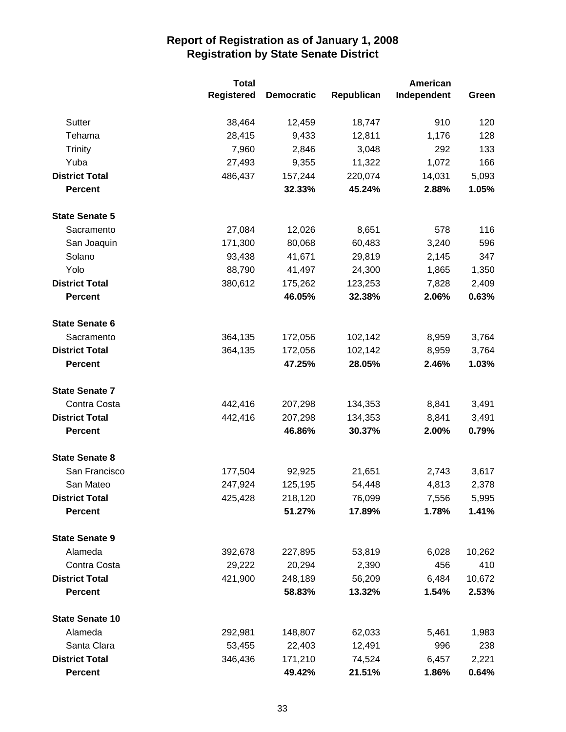# Report of Registration as of January 1, 2008
## Registration by State Senate District

| | Total Registered | Democratic | Republican | American Independent | Green |
|---|---|---|---|---|---|
| Sutter | 38,464 | 12,459 | 18,747 | 910 | 120 |
| Tehama | 28,415 | 9,433 | 12,811 | 1,176 | 128 |
| Trinity | 7,960 | 2,846 | 3,048 | 292 | 133 |
| Yuba | 27,493 | 9,355 | 11,322 | 1,072 | 166 |
| **District Total** | 486,437 | 157,244 | 220,074 | 14,031 | 5,093 |
| **Percent** | | **32.33%** | **45.24%** | **2.88%** | **1.05%** |
| **State Senate 5** | | | | | |
| Sacramento | 27,084 | 12,026 | 8,651 | 578 | 116 |
| San Joaquin | 171,300 | 80,068 | 60,483 | 3,240 | 596 |
| Solano | 93,438 | 41,671 | 29,819 | 2,145 | 347 |
| Yolo | 88,790 | 41,497 | 24,300 | 1,865 | 1,350 |
| **District Total** | 380,612 | 175,262 | 123,253 | 7,828 | 2,409 |
| **Percent** | | **46.05%** | **32.38%** | **2.06%** | **0.63%** |
| **State Senate 6** | | | | | |
| Sacramento | 364,135 | 172,056 | 102,142 | 8,959 | 3,764 |
| **District Total** | 364,135 | 172,056 | 102,142 | 8,959 | 3,764 |
| **Percent** | | **47.25%** | **28.05%** | **2.46%** | **1.03%** |
| **State Senate 7** | | | | | |
| Contra Costa | 442,416 | 207,298 | 134,353 | 8,841 | 3,491 |
| **District Total** | 442,416 | 207,298 | 134,353 | 8,841 | 3,491 |
| **Percent** | | **46.86%** | **30.37%** | **2.00%** | **0.79%** |
| **State Senate 8** | | | | | |
| San Francisco | 177,504 | 92,925 | 21,651 | 2,743 | 3,617 |
| San Mateo | 247,924 | 125,195 | 54,448 | 4,813 | 2,378 |
| **District Total** | 425,428 | 218,120 | 76,099 | 7,556 | 5,995 |
| **Percent** | | **51.27%** | **17.89%** | **1.78%** | **1.41%** |
| **State Senate 9** | | | | | |
| Alameda | 392,678 | 227,895 | 53,819 | 6,028 | 10,262 |
| Contra Costa | 29,222 | 20,294 | 2,390 | 456 | 410 |
| **District Total** | 421,900 | 248,189 | 56,209 | 6,484 | 10,672 |
| **Percent** | | **58.83%** | **13.32%** | **1.54%** | **2.53%** |
| **State Senate 10** | | | | | |
| Alameda | 292,981 | 148,807 | 62,033 | 5,461 | 1,983 |
| Santa Clara | 53,455 | 22,403 | 12,491 | 996 | 238 |
| **District Total** | 346,436 | 171,210 | 74,524 | 6,457 | 2,221 |
| **Percent** | | **49.42%** | **21.51%** | **1.86%** | **0.64%** |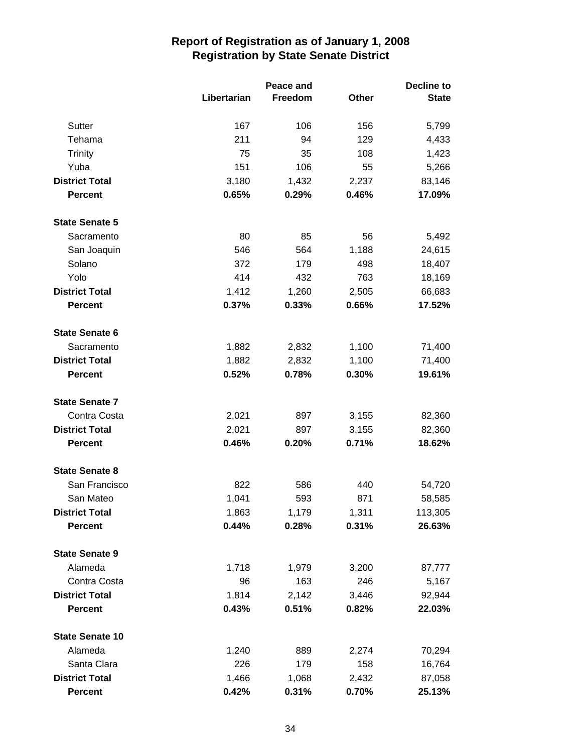# Report of Registration as of January 1, 2008
## Registration by State Senate District

| | Libertarian | Peace and Freedom | Other | Decline to State |
|---|---|---|---|---|
| Sutter | 167 | 106 | 156 | 5,799 |
| Tehama | 211 | 94 | 129 | 4,433 |
| Trinity | 75 | 35 | 108 | 1,423 |
| Yuba | 151 | 106 | 55 | 5,266 |
| **District Total** | 3,180 | 1,432 | 2,237 | 83,146 |
| **Percent** | **0.65%** | **0.29%** | **0.46%** | **17.09%** |
| **State Senate 5** | | | | |
| Sacramento | 80 | 85 | 56 | 5,492 |
| San Joaquin | 546 | 564 | 1,188 | 24,615 |
| Solano | 372 | 179 | 498 | 18,407 |
| Yolo | 414 | 432 | 763 | 18,169 |
| **District Total** | 1,412 | 1,260 | 2,505 | 66,683 |
| **Percent** | **0.37%** | **0.33%** | **0.66%** | **17.52%** |
| **State Senate 6** | | | | |
| Sacramento | 1,882 | 2,832 | 1,100 | 71,400 |
| **District Total** | 1,882 | 2,832 | 1,100 | 71,400 |
| **Percent** | **0.52%** | **0.78%** | **0.30%** | **19.61%** |
| **State Senate 7** | | | | |
| Contra Costa | 2,021 | 897 | 3,155 | 82,360 |
| **District Total** | 2,021 | 897 | 3,155 | 82,360 |
| **Percent** | **0.46%** | **0.20%** | **0.71%** | **18.62%** |
| **State Senate 8** | | | | |
| San Francisco | 822 | 586 | 440 | 54,720 |
| San Mateo | 1,041 | 593 | 871 | 58,585 |
| **District Total** | 1,863 | 1,179 | 1,311 | 113,305 |
| **Percent** | **0.44%** | **0.28%** | **0.31%** | **26.63%** |
| **State Senate 9** | | | | |
| Alameda | 1,718 | 1,979 | 3,200 | 87,777 |
| Contra Costa | 96 | 163 | 246 | 5,167 |
| **District Total** | 1,814 | 2,142 | 3,446 | 92,944 |
| **Percent** | **0.43%** | **0.51%** | **0.82%** | **22.03%** |
| **State Senate 10** | | | | |
| Alameda | 1,240 | 889 | 2,274 | 70,294 |
| Santa Clara | 226 | 179 | 158 | 16,764 |
| **District Total** | 1,466 | 1,068 | 2,432 | 87,058 |
| **Percent** | **0.42%** | **0.31%** | **0.70%** | **25.13%** |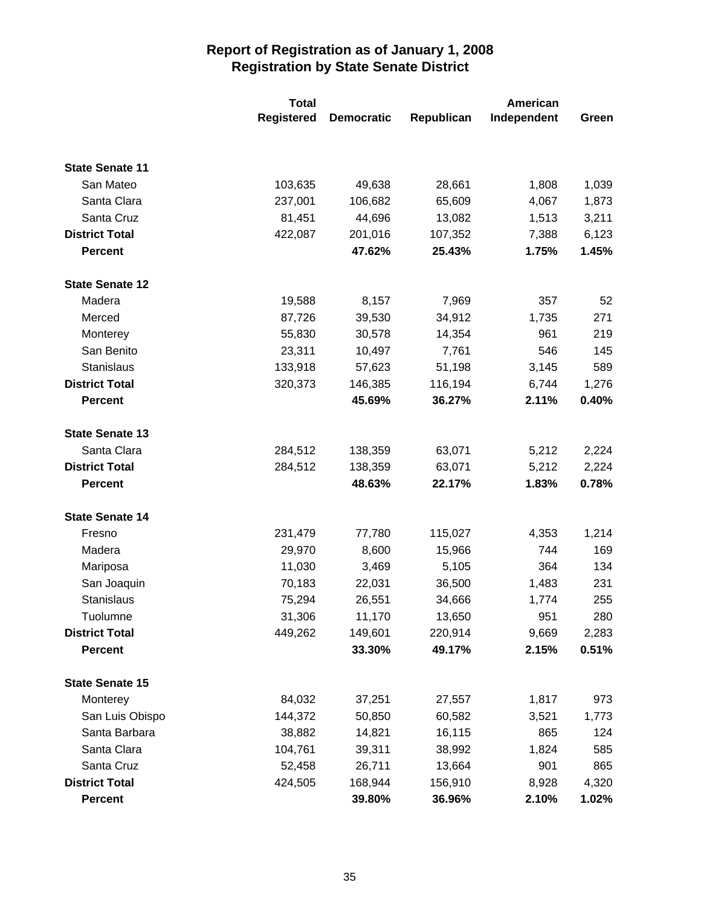# Report of Registration as of January 1, 2008
## Registration by State Senate District

| | Total Registered | Democratic | Republican | American Independent | Green |
|---|---|---|---|---|---|
| **State Senate 11** | | | | | |
| San Mateo | 103,635 | 49,638 | 28,661 | 1,808 | 1,039 |
| Santa Clara | 237,001 | 106,682 | 65,609 | 4,067 | 1,873 |
| Santa Cruz | 81,451 | 44,696 | 13,082 | 1,513 | 3,211 |
| **District Total** | 422,087 | 201,016 | 107,352 | 7,388 | 6,123 |
| **Percent** | | **47.62%** | **25.43%** | **1.75%** | **1.45%** |
| **State Senate 12** | | | | | |
| Madera | 19,588 | 8,157 | 7,969 | 357 | 52 |
| Merced | 87,726 | 39,530 | 34,912 | 1,735 | 271 |
| Monterey | 55,830 | 30,578 | 14,354 | 961 | 219 |
| San Benito | 23,311 | 10,497 | 7,761 | 546 | 145 |
| Stanislaus | 133,918 | 57,623 | 51,198 | 3,145 | 589 |
| **District Total** | 320,373 | 146,385 | 116,194 | 6,744 | 1,276 |
| **Percent** | | **45.69%** | **36.27%** | **2.11%** | **0.40%** |
| **State Senate 13** | | | | | |
| Santa Clara | 284,512 | 138,359 | 63,071 | 5,212 | 2,224 |
| **District Total** | 284,512 | 138,359 | 63,071 | 5,212 | 2,224 |
| **Percent** | | **48.63%** | **22.17%** | **1.83%** | **0.78%** |
| **State Senate 14** | | | | | |
| Fresno | 231,479 | 77,780 | 115,027 | 4,353 | 1,214 |
| Madera | 29,970 | 8,600 | 15,966 | 744 | 169 |
| Mariposa | 11,030 | 3,469 | 5,105 | 364 | 134 |
| San Joaquin | 70,183 | 22,031 | 36,500 | 1,483 | 231 |
| Stanislaus | 75,294 | 26,551 | 34,666 | 1,774 | 255 |
| Tuolumne | 31,306 | 11,170 | 13,650 | 951 | 280 |
| **District Total** | 449,262 | 149,601 | 220,914 | 9,669 | 2,283 |
| **Percent** | | **33.30%** | **49.17%** | **2.15%** | **0.51%** |
| **State Senate 15** | | | | | |
| Monterey | 84,032 | 37,251 | 27,557 | 1,817 | 973 |
| San Luis Obispo | 144,372 | 50,850 | 60,582 | 3,521 | 1,773 |
| Santa Barbara | 38,882 | 14,821 | 16,115 | 865 | 124 |
| Santa Clara | 104,761 | 39,311 | 38,992 | 1,824 | 585 |
| Santa Cruz | 52,458 | 26,711 | 13,664 | 901 | 865 |
| **District Total** | 424,505 | 168,944 | 156,910 | 8,928 | 4,320 |
| **Percent** | | **39.80%** | **36.96%** | **2.10%** | **1.02%** |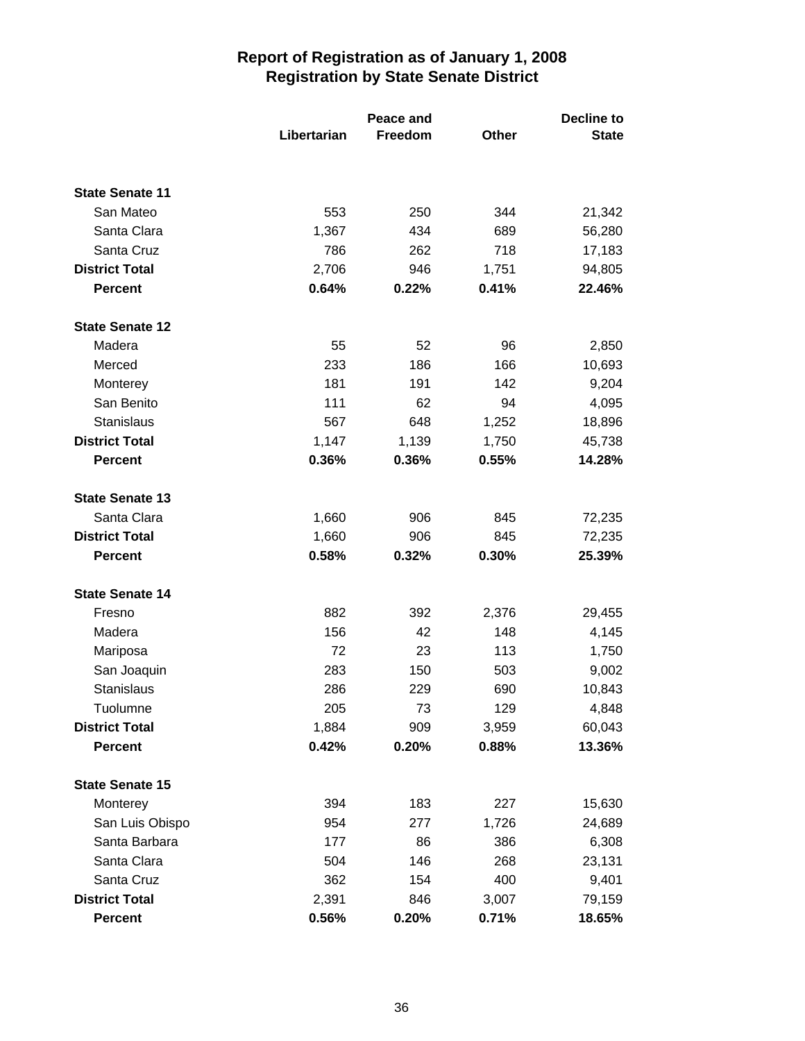# Report of Registration as of January 1, 2008
## Registration by State Senate District

| | Libertarian | Peace and Freedom | Other | Decline to State |
|---|---|---|---|---|
| **State Senate 11** | | | | |
| San Mateo | 553 | 250 | 344 | 21,342 |
| Santa Clara | 1,367 | 434 | 689 | 56,280 |
| Santa Cruz | 786 | 262 | 718 | 17,183 |
| **District Total** | 2,706 | 946 | 1,751 | 94,805 |
| **Percent** | **0.64%** | **0.22%** | **0.41%** | **22.46%** |
| **State Senate 12** | | | | |
| Madera | 55 | 52 | 96 | 2,850 |
| Merced | 233 | 186 | 166 | 10,693 |
| Monterey | 181 | 191 | 142 | 9,204 |
| San Benito | 111 | 62 | 94 | 4,095 |
| Stanislaus | 567 | 648 | 1,252 | 18,896 |
| **District Total** | 1,147 | 1,139 | 1,750 | 45,738 |
| **Percent** | **0.36%** | **0.36%** | **0.55%** | **14.28%** |
| **State Senate 13** | | | | |
| Santa Clara | 1,660 | 906 | 845 | 72,235 |
| **District Total** | 1,660 | 906 | 845 | 72,235 |
| **Percent** | **0.58%** | **0.32%** | **0.30%** | **25.39%** |
| **State Senate 14** | | | | |
| Fresno | 882 | 392 | 2,376 | 29,455 |
| Madera | 156 | 42 | 148 | 4,145 |
| Mariposa | 72 | 23 | 113 | 1,750 |
| San Joaquin | 283 | 150 | 503 | 9,002 |
| Stanislaus | 286 | 229 | 690 | 10,843 |
| Tuolumne | 205 | 73 | 129 | 4,848 |
| **District Total** | 1,884 | 909 | 3,959 | 60,043 |
| **Percent** | **0.42%** | **0.20%** | **0.88%** | **13.36%** |
| **State Senate 15** | | | | |
| Monterey | 394 | 183 | 227 | 15,630 |
| San Luis Obispo | 954 | 277 | 1,726 | 24,689 |
| Santa Barbara | 177 | 86 | 386 | 6,308 |
| Santa Clara | 504 | 146 | 268 | 23,131 |
| Santa Cruz | 362 | 154 | 400 | 9,401 |
| **District Total** | 2,391 | 846 | 3,007 | 79,159 |
| **Percent** | **0.56%** | **0.20%** | **0.71%** | **18.65%** |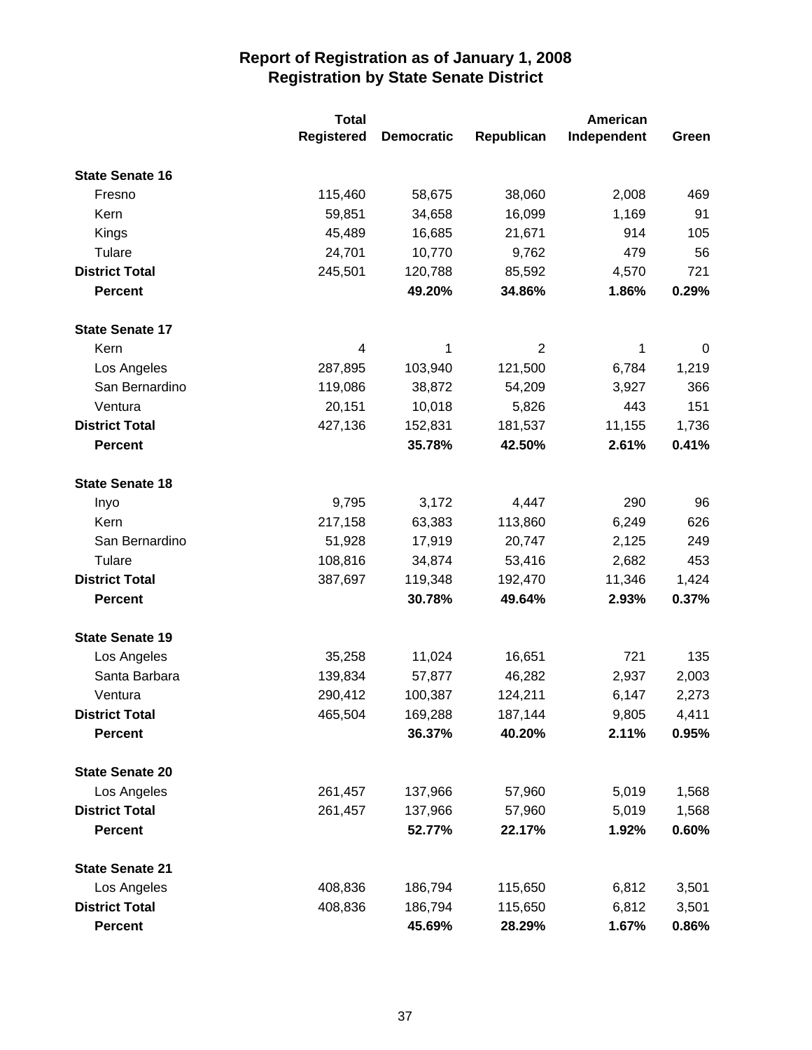# Report of Registration as of January 1, 2008
## Registration by State Senate District

| | Total Registered | Democratic | Republican | American Independent | Green |
|---|---|---|---|---|---|
| **State Senate 16** | | | | | |
| Fresno | 115,460 | 58,675 | 38,060 | 2,008 | 469 |
| Kern | 59,851 | 34,658 | 16,099 | 1,169 | 91 |
| Kings | 45,489 | 16,685 | 21,671 | 914 | 105 |
| Tulare | 24,701 | 10,770 | 9,762 | 479 | 56 |
| **District Total** | 245,501 | 120,788 | 85,592 | 4,570 | 721 |
| **Percent** | | **49.20%** | **34.86%** | **1.86%** | **0.29%** |
| **State Senate 17** | | | | | |
| Kern | 4 | 1 | 2 | 1 | 0 |
| Los Angeles | 287,895 | 103,940 | 121,500 | 6,784 | 1,219 |
| San Bernardino | 119,086 | 38,872 | 54,209 | 3,927 | 366 |
| Ventura | 20,151 | 10,018 | 5,826 | 443 | 151 |
| **District Total** | 427,136 | 152,831 | 181,537 | 11,155 | 1,736 |
| **Percent** | | **35.78%** | **42.50%** | **2.61%** | **0.41%** |
| **State Senate 18** | | | | | |
| Inyo | 9,795 | 3,172 | 4,447 | 290 | 96 |
| Kern | 217,158 | 63,383 | 113,860 | 6,249 | 626 |
| San Bernardino | 51,928 | 17,919 | 20,747 | 2,125 | 249 |
| Tulare | 108,816 | 34,874 | 53,416 | 2,682 | 453 |
| **District Total** | 387,697 | 119,348 | 192,470 | 11,346 | 1,424 |
| **Percent** | | **30.78%** | **49.64%** | **2.93%** | **0.37%** |
| **State Senate 19** | | | | | |
| Los Angeles | 35,258 | 11,024 | 16,651 | 721 | 135 |
| Santa Barbara | 139,834 | 57,877 | 46,282 | 2,937 | 2,003 |
| Ventura | 290,412 | 100,387 | 124,211 | 6,147 | 2,273 |
| **District Total** | 465,504 | 169,288 | 187,144 | 9,805 | 4,411 |
| **Percent** | | **36.37%** | **40.20%** | **2.11%** | **0.95%** |
| **State Senate 20** | | | | | |
| Los Angeles | 261,457 | 137,966 | 57,960 | 5,019 | 1,568 |
| **District Total** | 261,457 | 137,966 | 57,960 | 5,019 | 1,568 |
| **Percent** | | **52.77%** | **22.17%** | **1.92%** | **0.60%** |
| **State Senate 21** | | | | | |
| Los Angeles | 408,836 | 186,794 | 115,650 | 6,812 | 3,501 |
| **District Total** | 408,836 | 186,794 | 115,650 | 6,812 | 3,501 |
| **Percent** | | **45.69%** | **28.29%** | **1.67%** | **0.86%** |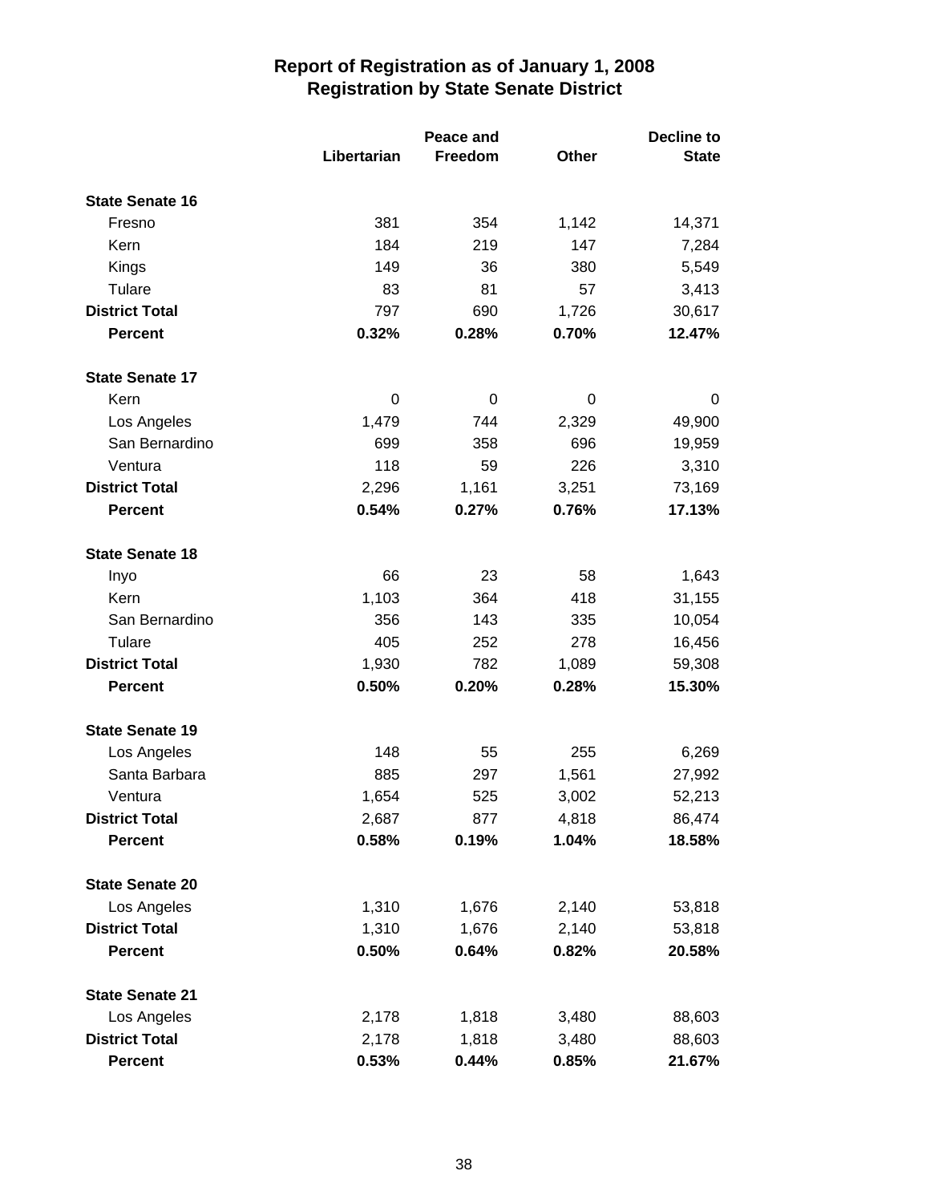# Report of Registration as of January 1, 2008
## Registration by State Senate District

| | Libertarian | Peace and Freedom | Other | Decline to State |
|---|---|---|---|---|
| **State Senate 16** | | | | |
| Fresno | 381 | 354 | 1,142 | 14,371 |
| Kern | 184 | 219 | 147 | 7,284 |
| Kings | 149 | 36 | 380 | 5,549 |
| Tulare | 83 | 81 | 57 | 3,413 |
| **District Total** | 797 | 690 | 1,726 | 30,617 |
| **Percent** | **0.32%** | **0.28%** | **0.70%** | **12.47%** |
| **State Senate 17** | | | | |
| Kern | 0 | 0 | 0 | 0 |
| Los Angeles | 1,479 | 744 | 2,329 | 49,900 |
| San Bernardino | 699 | 358 | 696 | 19,959 |
| Ventura | 118 | 59 | 226 | 3,310 |
| **District Total** | 2,296 | 1,161 | 3,251 | 73,169 |
| **Percent** | **0.54%** | **0.27%** | **0.76%** | **17.13%** |
| **State Senate 18** | | | | |
| Inyo | 66 | 23 | 58 | 1,643 |
| Kern | 1,103 | 364 | 418 | 31,155 |
| San Bernardino | 356 | 143 | 335 | 10,054 |
| Tulare | 405 | 252 | 278 | 16,456 |
| **District Total** | 1,930 | 782 | 1,089 | 59,308 |
| **Percent** | **0.50%** | **0.20%** | **0.28%** | **15.30%** |
| **State Senate 19** | | | | |
| Los Angeles | 148 | 55 | 255 | 6,269 |
| Santa Barbara | 885 | 297 | 1,561 | 27,992 |
| Ventura | 1,654 | 525 | 3,002 | 52,213 |
| **District Total** | 2,687 | 877 | 4,818 | 86,474 |
| **Percent** | **0.58%** | **0.19%** | **1.04%** | **18.58%** |
| **State Senate 20** | | | | |
| Los Angeles | 1,310 | 1,676 | 2,140 | 53,818 |
| **District Total** | 1,310 | 1,676 | 2,140 | 53,818 |
| **Percent** | **0.50%** | **0.64%** | **0.82%** | **20.58%** |
| **State Senate 21** | | | | |
| Los Angeles | 2,178 | 1,818 | 3,480 | 88,603 |
| **District Total** | 2,178 | 1,818 | 3,480 | 88,603 |
| **Percent** | **0.53%** | **0.44%** | **0.85%** | **21.67%** |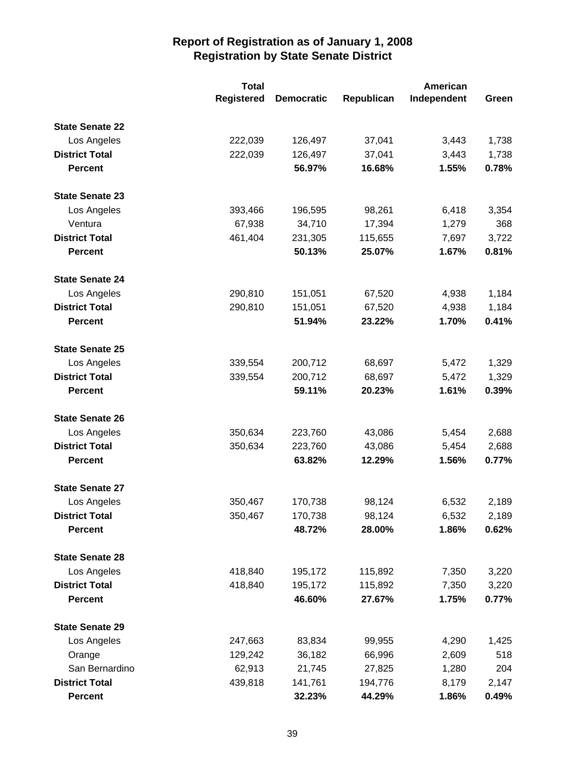# Report of Registration as of January 1, 2008
## Registration by State Senate District

| | Total Registered | Democratic | Republican | American Independent | Green |
|---|---|---|---|---|---|
| **State Senate 22** | | | | | |
| Los Angeles | 222,039 | 126,497 | 37,041 | 3,443 | 1,738 |
| **District Total** | 222,039 | 126,497 | 37,041 | 3,443 | 1,738 |
| **Percent** | | **56.97%** | **16.68%** | **1.55%** | **0.78%** |
| **State Senate 23** | | | | | |
| Los Angeles | 393,466 | 196,595 | 98,261 | 6,418 | 3,354 |
| Ventura | 67,938 | 34,710 | 17,394 | 1,279 | 368 |
| **District Total** | 461,404 | 231,305 | 115,655 | 7,697 | 3,722 |
| **Percent** | | **50.13%** | **25.07%** | **1.67%** | **0.81%** |
| **State Senate 24** | | | | | |
| Los Angeles | 290,810 | 151,051 | 67,520 | 4,938 | 1,184 |
| **District Total** | 290,810 | 151,051 | 67,520 | 4,938 | 1,184 |
| **Percent** | | **51.94%** | **23.22%** | **1.70%** | **0.41%** |
| **State Senate 25** | | | | | |
| Los Angeles | 339,554 | 200,712 | 68,697 | 5,472 | 1,329 |
| **District Total** | 339,554 | 200,712 | 68,697 | 5,472 | 1,329 |
| **Percent** | | **59.11%** | **20.23%** | **1.61%** | **0.39%** |
| **State Senate 26** | | | | | |
| Los Angeles | 350,634 | 223,760 | 43,086 | 5,454 | 2,688 |
| **District Total** | 350,634 | 223,760 | 43,086 | 5,454 | 2,688 |
| **Percent** | | **63.82%** | **12.29%** | **1.56%** | **0.77%** |
| **State Senate 27** | | | | | |
| Los Angeles | 350,467 | 170,738 | 98,124 | 6,532 | 2,189 |
| **District Total** | 350,467 | 170,738 | 98,124 | 6,532 | 2,189 |
| **Percent** | | **48.72%** | **28.00%** | **1.86%** | **0.62%** |
| **State Senate 28** | | | | | |
| Los Angeles | 418,840 | 195,172 | 115,892 | 7,350 | 3,220 |
| **District Total** | 418,840 | 195,172 | 115,892 | 7,350 | 3,220 |
| **Percent** | | **46.60%** | **27.67%** | **1.75%** | **0.77%** |
| **State Senate 29** | | | | | |
| Los Angeles | 247,663 | 83,834 | 99,955 | 4,290 | 1,425 |
| Orange | 129,242 | 36,182 | 66,996 | 2,609 | 518 |
| San Bernardino | 62,913 | 21,745 | 27,825 | 1,280 | 204 |
| **District Total** | 439,818 | 141,761 | 194,776 | 8,179 | 2,147 |
| **Percent** | | **32.23%** | **44.29%** | **1.86%** | **0.49%** |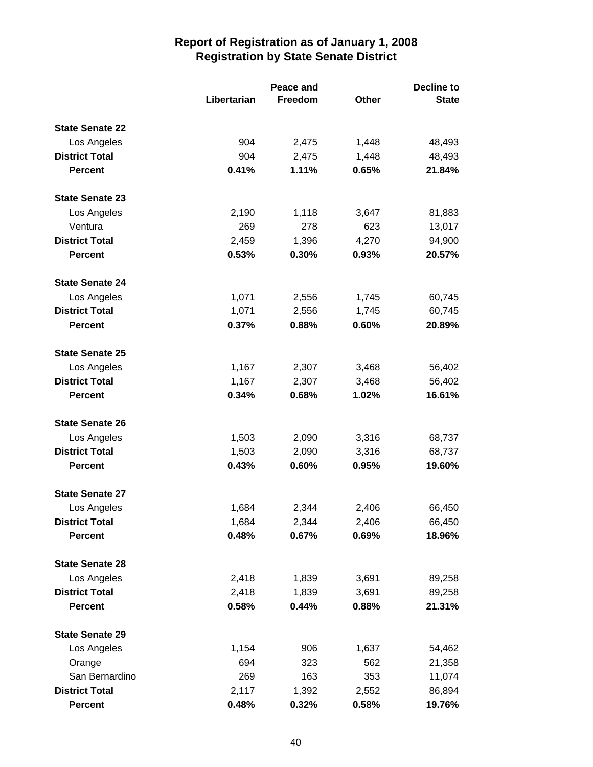# Report of Registration as of January 1, 2008
## Registration by State Senate District

| | Libertarian | Peace and Freedom | Other | Decline to State |
|---|---|---|---|---|
| **State Senate 22** | | | | |
| Los Angeles | 904 | 2,475 | 1,448 | 48,493 |
| **District Total** | 904 | 2,475 | 1,448 | 48,493 |
| **Percent** | **0.41%** | **1.11%** | **0.65%** | **21.84%** |
| **State Senate 23** | | | | |
| Los Angeles | 2,190 | 1,118 | 3,647 | 81,883 |
| Ventura | 269 | 278 | 623 | 13,017 |
| **District Total** | 2,459 | 1,396 | 4,270 | 94,900 |
| **Percent** | **0.53%** | **0.30%** | **0.93%** | **20.57%** |
| **State Senate 24** | | | | |
| Los Angeles | 1,071 | 2,556 | 1,745 | 60,745 |
| **District Total** | 1,071 | 2,556 | 1,745 | 60,745 |
| **Percent** | **0.37%** | **0.88%** | **0.60%** | **20.89%** |
| **State Senate 25** | | | | |
| Los Angeles | 1,167 | 2,307 | 3,468 | 56,402 |
| **District Total** | 1,167 | 2,307 | 3,468 | 56,402 |
| **Percent** | **0.34%** | **0.68%** | **1.02%** | **16.61%** |
| **State Senate 26** | | | | |
| Los Angeles | 1,503 | 2,090 | 3,316 | 68,737 |
| **District Total** | 1,503 | 2,090 | 3,316 | 68,737 |
| **Percent** | **0.43%** | **0.60%** | **0.95%** | **19.60%** |
| **State Senate 27** | | | | |
| Los Angeles | 1,684 | 2,344 | 2,406 | 66,450 |
| **District Total** | 1,684 | 2,344 | 2,406 | 66,450 |
| **Percent** | **0.48%** | **0.67%** | **0.69%** | **18.96%** |
| **State Senate 28** | | | | |
| Los Angeles | 2,418 | 1,839 | 3,691 | 89,258 |
| **District Total** | 2,418 | 1,839 | 3,691 | 89,258 |
| **Percent** | **0.58%** | **0.44%** | **0.88%** | **21.31%** |
| **State Senate 29** | | | | |
| Los Angeles | 1,154 | 906 | 1,637 | 54,462 |
| Orange | 694 | 323 | 562 | 21,358 |
| San Bernardino | 269 | 163 | 353 | 11,074 |
| **District Total** | 2,117 | 1,392 | 2,552 | 86,894 |
| **Percent** | **0.48%** | **0.32%** | **0.58%** | **19.76%** |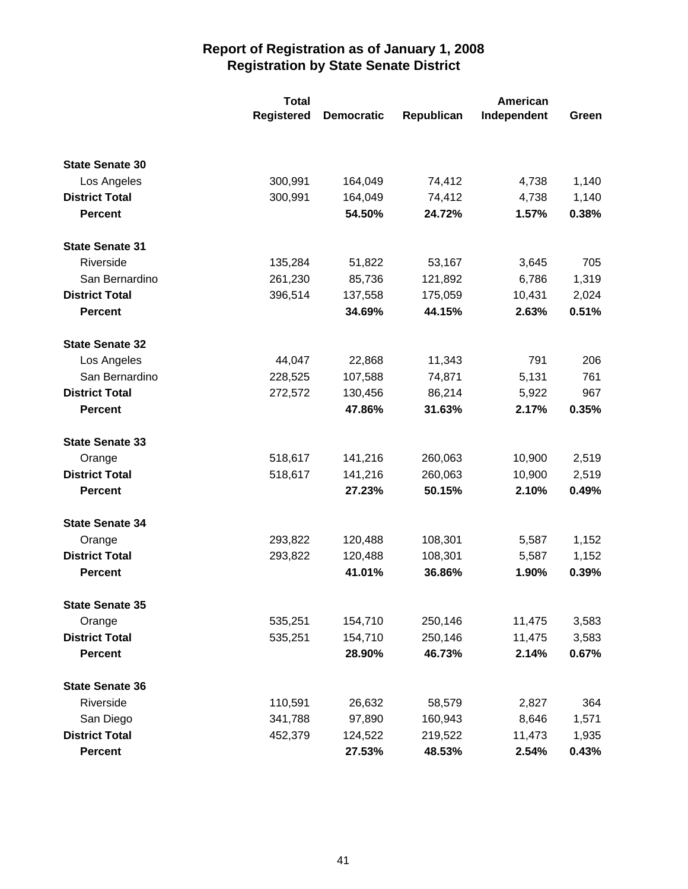# Report of Registration as of January 1, 2008
## Registration by State Senate District

| | Total Registered | Democratic | Republican | American Independent | Green |
|---|---|---|---|---|---|
| **State Senate 30** | | | | | |
| Los Angeles | 300,991 | 164,049 | 74,412 | 4,738 | 1,140 |
| **District Total** | 300,991 | 164,049 | 74,412 | 4,738 | 1,140 |
| **Percent** | | **54.50%** | **24.72%** | **1.57%** | **0.38%** |
| **State Senate 31** | | | | | |
| Riverside | 135,284 | 51,822 | 53,167 | 3,645 | 705 |
| San Bernardino | 261,230 | 85,736 | 121,892 | 6,786 | 1,319 |
| **District Total** | 396,514 | 137,558 | 175,059 | 10,431 | 2,024 |
| **Percent** | | **34.69%** | **44.15%** | **2.63%** | **0.51%** |
| **State Senate 32** | | | | | |
| Los Angeles | 44,047 | 22,868 | 11,343 | 791 | 206 |
| San Bernardino | 228,525 | 107,588 | 74,871 | 5,131 | 761 |
| **District Total** | 272,572 | 130,456 | 86,214 | 5,922 | 967 |
| **Percent** | | **47.86%** | **31.63%** | **2.17%** | **0.35%** |
| **State Senate 33** | | | | | |
| Orange | 518,617 | 141,216 | 260,063 | 10,900 | 2,519 |
| **District Total** | 518,617 | 141,216 | 260,063 | 10,900 | 2,519 |
| **Percent** | | **27.23%** | **50.15%** | **2.10%** | **0.49%** |
| **State Senate 34** | | | | | |
| Orange | 293,822 | 120,488 | 108,301 | 5,587 | 1,152 |
| **District Total** | 293,822 | 120,488 | 108,301 | 5,587 | 1,152 |
| **Percent** | | **41.01%** | **36.86%** | **1.90%** | **0.39%** |
| **State Senate 35** | | | | | |
| Orange | 535,251 | 154,710 | 250,146 | 11,475 | 3,583 |
| **District Total** | 535,251 | 154,710 | 250,146 | 11,475 | 3,583 |
| **Percent** | | **28.90%** | **46.73%** | **2.14%** | **0.67%** |
| **State Senate 36** | | | | | |
| Riverside | 110,591 | 26,632 | 58,579 | 2,827 | 364 |
| San Diego | 341,788 | 97,890 | 160,943 | 8,646 | 1,571 |
| **District Total** | 452,379 | 124,522 | 219,522 | 11,473 | 1,935 |
| **Percent** | | **27.53%** | **48.53%** | **2.54%** | **0.43%** |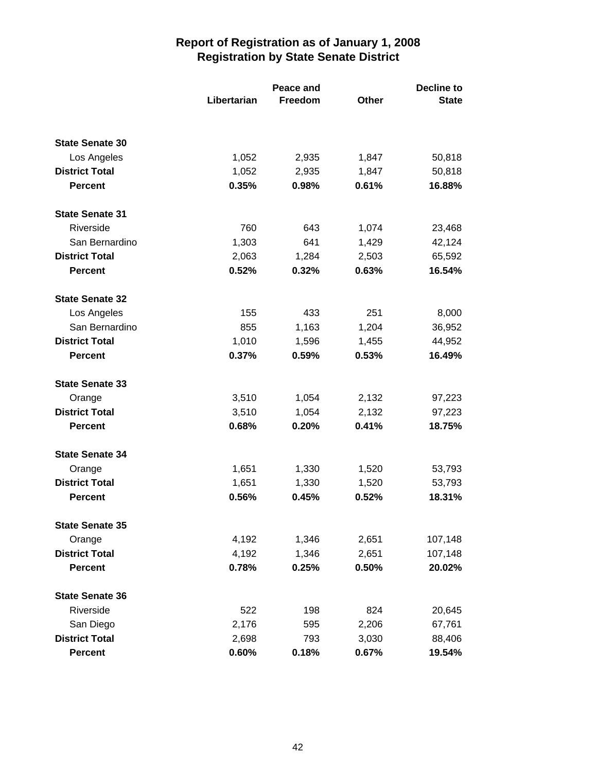# Report of Registration as of January 1, 2008
## Registration by State Senate District

| | Libertarian | Peace and Freedom | Other | Decline to State |
|---|---|---|---|---|
| **State Senate 30** | | | | |
| Los Angeles | 1,052 | 2,935 | 1,847 | 50,818 |
| **District Total** | 1,052 | 2,935 | 1,847 | 50,818 |
| **Percent** | **0.35%** | **0.98%** | **0.61%** | **16.88%** |
| **State Senate 31** | | | | |
| Riverside | 760 | 643 | 1,074 | 23,468 |
| San Bernardino | 1,303 | 641 | 1,429 | 42,124 |
| **District Total** | 2,063 | 1,284 | 2,503 | 65,592 |
| **Percent** | **0.52%** | **0.32%** | **0.63%** | **16.54%** |
| **State Senate 32** | | | | |
| Los Angeles | 155 | 433 | 251 | 8,000 |
| San Bernardino | 855 | 1,163 | 1,204 | 36,952 |
| **District Total** | 1,010 | 1,596 | 1,455 | 44,952 |
| **Percent** | **0.37%** | **0.59%** | **0.53%** | **16.49%** |
| **State Senate 33** | | | | |
| Orange | 3,510 | 1,054 | 2,132 | 97,223 |
| **District Total** | 3,510 | 1,054 | 2,132 | 97,223 |
| **Percent** | **0.68%** | **0.20%** | **0.41%** | **18.75%** |
| **State Senate 34** | | | | |
| Orange | 1,651 | 1,330 | 1,520 | 53,793 |
| **District Total** | 1,651 | 1,330 | 1,520 | 53,793 |
| **Percent** | **0.56%** | **0.45%** | **0.52%** | **18.31%** |
| **State Senate 35** | | | | |
| Orange | 4,192 | 1,346 | 2,651 | 107,148 |
| **District Total** | 4,192 | 1,346 | 2,651 | 107,148 |
| **Percent** | **0.78%** | **0.25%** | **0.50%** | **20.02%** |
| **State Senate 36** | | | | |
| Riverside | 522 | 198 | 824 | 20,645 |
| San Diego | 2,176 | 595 | 2,206 | 67,761 |
| **District Total** | 2,698 | 793 | 3,030 | 88,406 |
| **Percent** | **0.60%** | **0.18%** | **0.67%** | **19.54%** |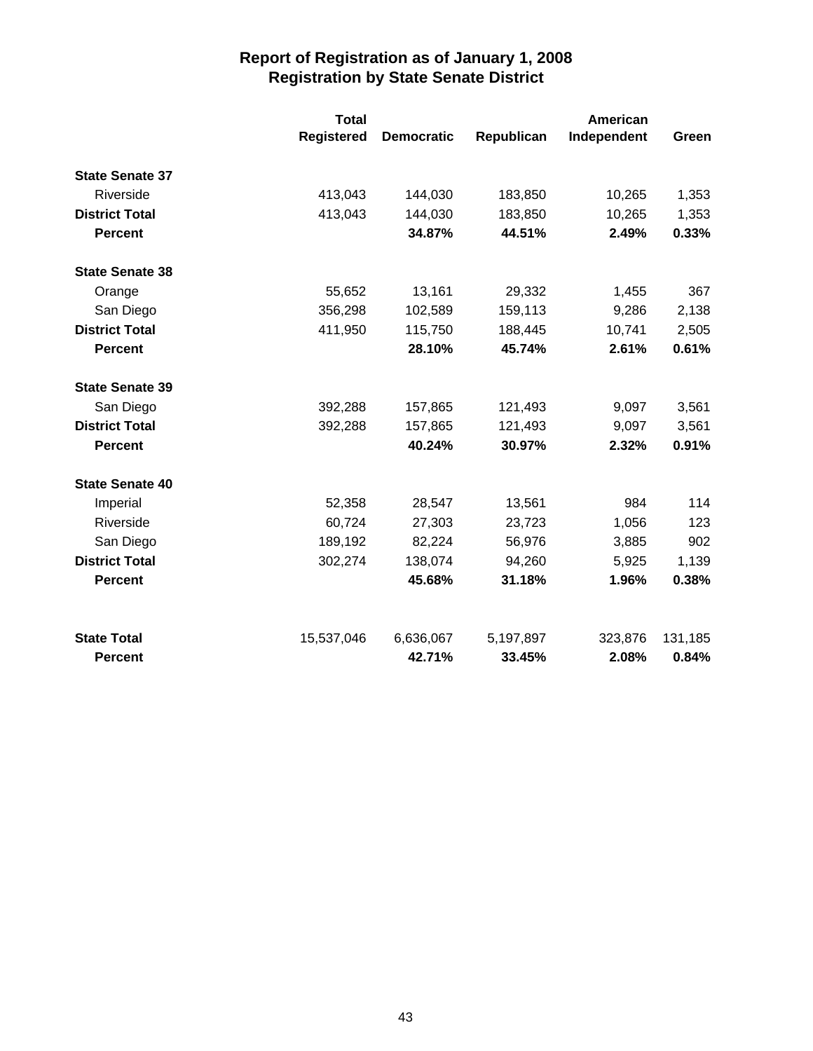# Report of Registration as of January 1, 2008
## Registration by State Senate District

| | Total Registered | Democratic | Republican | American Independent | Green |
|---|---|---|---|---|---|
| **State Senate 37** | | | | | |
| Riverside | 413,043 | 144,030 | 183,850 | 10,265 | 1,353 |
| **District Total** | 413,043 | 144,030 | 183,850 | 10,265 | 1,353 |
| **Percent** | | **34.87%** | **44.51%** | **2.49%** | **0.33%** |
| **State Senate 38** | | | | | |
| Orange | 55,652 | 13,161 | 29,332 | 1,455 | 367 |
| San Diego | 356,298 | 102,589 | 159,113 | 9,286 | 2,138 |
| **District Total** | 411,950 | 115,750 | 188,445 | 10,741 | 2,505 |
| **Percent** | | **28.10%** | **45.74%** | **2.61%** | **0.61%** |
| **State Senate 39** | | | | | |
| San Diego | 392,288 | 157,865 | 121,493 | 9,097 | 3,561 |
| **District Total** | 392,288 | 157,865 | 121,493 | 9,097 | 3,561 |
| **Percent** | | **40.24%** | **30.97%** | **2.32%** | **0.91%** |
| **State Senate 40** | | | | | |
| Imperial | 52,358 | 28,547 | 13,561 | 984 | 114 |
| Riverside | 60,724 | 27,303 | 23,723 | 1,056 | 123 |
| San Diego | 189,192 | 82,224 | 56,976 | 3,885 | 902 |
| **District Total** | 302,274 | 138,074 | 94,260 | 5,925 | 1,139 |
| **Percent** | | **45.68%** | **31.18%** | **1.96%** | **0.38%** |
| **State Total** | 15,537,046 | 6,636,067 | 5,197,897 | 323,876 | 131,185 |
| **Percent** | | **42.71%** | **33.45%** | **2.08%** | **0.84%** |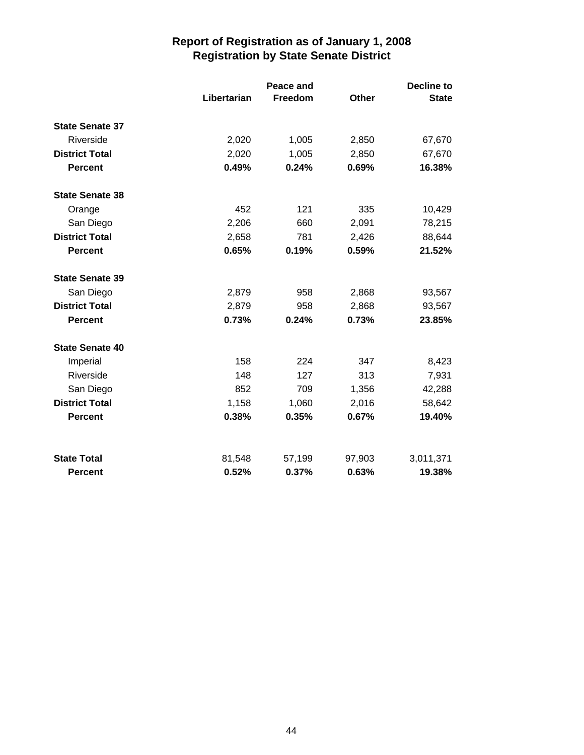# Report of Registration as of January 1, 2008
## Registration by State Senate District

| | Libertarian | Peace and Freedom | Other | Decline to State |
|---|---|---|---|---|
| **State Senate 37** | | | | |
| Riverside | 2,020 | 1,005 | 2,850 | 67,670 |
| **District Total** | 2,020 | 1,005 | 2,850 | 67,670 |
| **Percent** | **0.49%** | **0.24%** | **0.69%** | **16.38%** |
| **State Senate 38** | | | | |
| Orange | 452 | 121 | 335 | 10,429 |
| San Diego | 2,206 | 660 | 2,091 | 78,215 |
| **District Total** | 2,658 | 781 | 2,426 | 88,644 |
| **Percent** | **0.65%** | **0.19%** | **0.59%** | **21.52%** |
| **State Senate 39** | | | | |
| San Diego | 2,879 | 958 | 2,868 | 93,567 |
| **District Total** | 2,879 | 958 | 2,868 | 93,567 |
| **Percent** | **0.73%** | **0.24%** | **0.73%** | **23.85%** |
| **State Senate 40** | | | | |
| Imperial | 158 | 224 | 347 | 8,423 |
| Riverside | 148 | 127 | 313 | 7,931 |
| San Diego | 852 | 709 | 1,356 | 42,288 |
| **District Total** | 1,158 | 1,060 | 2,016 | 58,642 |
| **Percent** | **0.38%** | **0.35%** | **0.67%** | **19.40%** |
| **State Total** | 81,548 | 57,199 | 97,903 | 3,011,371 |
| **Percent** | **0.52%** | **0.37%** | **0.63%** | **19.38%** |